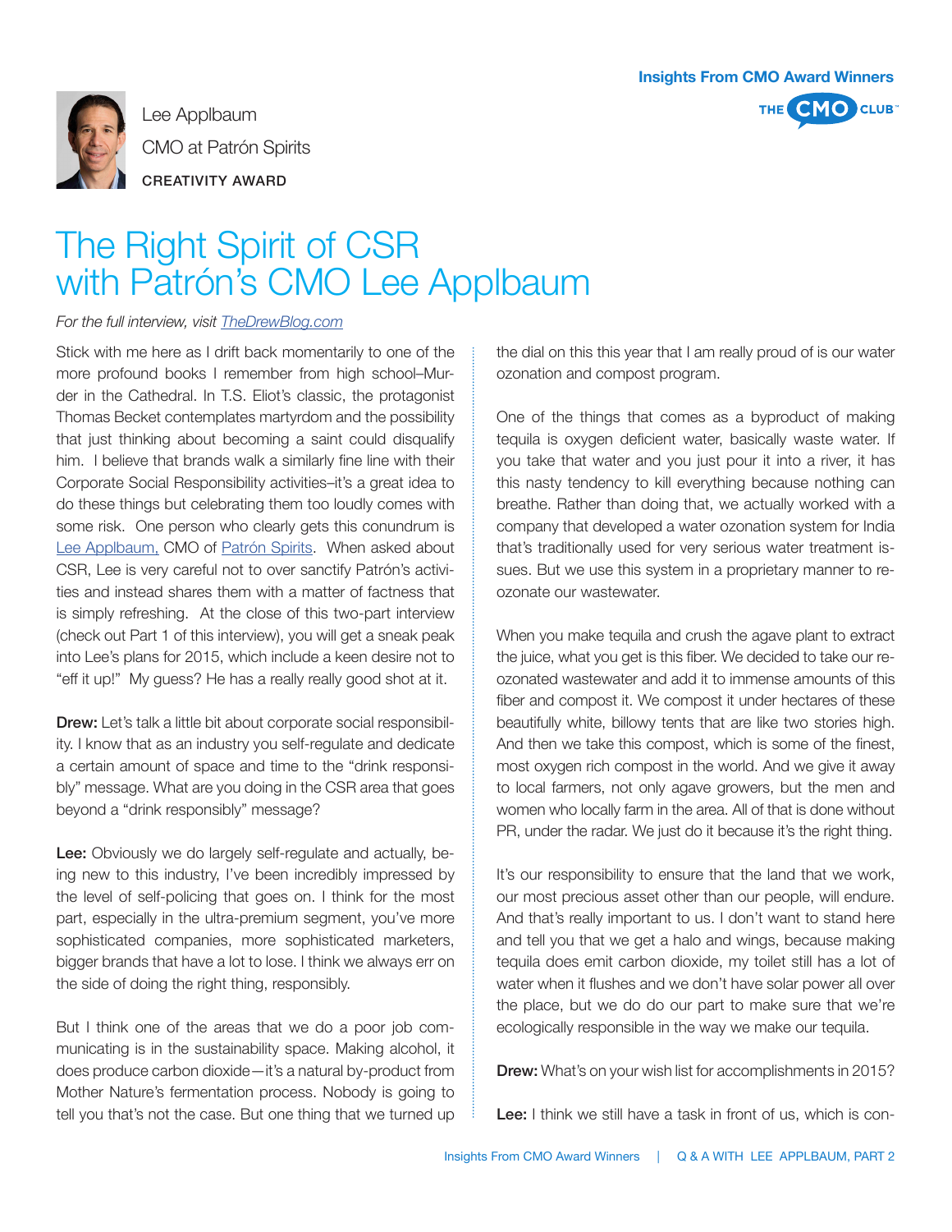Lee Applbaum

CMO at Patrón Spirits

CREATIVITY AWARD

# The Right Spirit of CSR with Patrón's CMO Lee Applbaum

*For the full interview, visit TheDrewBlog.com*

Stick with me here as I drift back momentarily to one of the more profound books I remember from high school–Murder in the Cathedral. In T.S. Eliot's classic, the protagonist Thomas Becket contemplates martyrdom and the possibility that just thinking about becoming a saint could disqualify him. I believe that brands walk a similarly fine line with their Corporate Social Responsibility activities–it's a great idea to do these things but celebrating them too loudly comes with some risk. One person who clearly gets this conundrum is Lee Applbaum, CMO of Patrón Spirits. When asked about CSR, Lee is very careful not to over sanctify Patrón's activities and instead shares them with a matter of factness that is simply refreshing. At the close of this two-part interview (check out Part 1 of this interview), you will get a sneak peak into Lee's plans for 2015, which include a keen desire not to "eff it up!" My guess? He has a really really good shot at it.

**Drew:** Let's talk a little bit about corporate social responsibility. I know that as an industry you self-regulate and dedicate a certain amount of space and time to the "drink responsibly" message. What are you doing in the CSR area that goes beyond a "drink responsibly" message?

**Lee:** Obviously we do largely self-regulate and actually, being new to this industry, I've been incredibly impressed by the level of self-policing that goes on. I think for the most part, especially in the ultra-premium segment, you've more sophisticated companies, more sophisticated marketers, bigger brands that have a lot to lose. I think we always err on the side of doing the right thing, responsibly.

But I think one of the areas that we do a poor job communicating is in the sustainability space. Making alcohol, it does produce carbon dioxide—it's a natural by-product from Mother Nature's fermentation process. Nobody is going to tell you that's not the case. But one thing that we turned up the dial on this this year that I am really proud of is our water ozonation and compost program.

One of the things that comes as a byproduct of making tequila is oxygen deficient water, basically waste water. If you take that water and you just pour it into a river, it has this nasty tendency to kill everything because nothing can breathe. Rather than doing that, we actually worked with a company that developed a water ozonation system for India that's traditionally used for very serious water treatment issues. But we use this system in a proprietary manner to re-ozonate our wastewater.

When you make tequila and crush the agave plant to extract the juice, what you get is this fiber. We decided to take our re-ozonated wastewater and add it to immense amounts of this fiber and compost it. We compost it under hectares of these beautifully white, billowy tents that are like two stories high. And then we take this compost, which is some of the finest, most oxygen rich compost in the world. And we give it away to local farmers, not only agave growers, but the men and women who locally farm in the area. All of that is done without PR, under the radar. We just do it because it's the right thing.

It's our responsibility to ensure that the land that we work, our most precious asset other than our people, will endure. And that's really important to us. I don't want to stand here and tell you that we get a halo and wings, because making tequila does emit carbon dioxide, my toilet still has a lot of water when it flushes and we don't have solar power all over the place, but we do do our part to make sure that we're ecologically responsible in the way we make our tequila.

**Drew:** What's on your wish list for accomplishments in 2015?

**Lee:** I think we still have a task in front of us, which is con-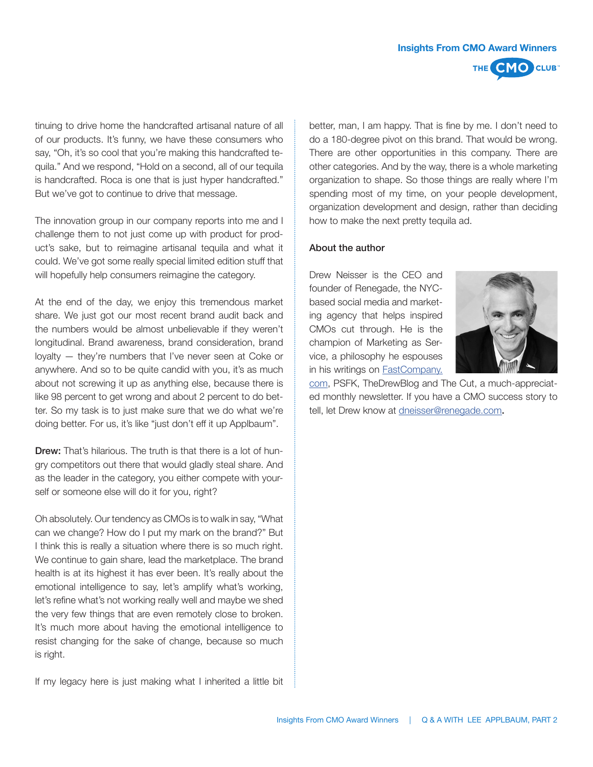tinuing to drive home the handcrafted artisanal nature of all of our products. It's funny, we have these consumers who say, "Oh, it's so cool that you're making this handcrafted tequila." And we respond, "Hold on a second, all of our tequila is handcrafted. Roca is one that is just hyper handcrafted." But we've got to continue to drive that message.

The innovation group in our company reports into me and I challenge them to not just come up with product for product's sake, but to reimagine artisanal tequila and what it could. We've got some really special limited edition stuff that will hopefully help consumers reimagine the category.

At the end of the day, we enjoy this tremendous market share. We just got our most recent brand audit back and the numbers would be almost unbelievable if they weren't longitudinal. Brand awareness, brand consideration, brand loyalty — they're numbers that I've never seen at Coke or anywhere. And so to be quite candid with you, it's as much about not screwing it up as anything else, because there is like 98 percent to get wrong and about 2 percent to do better. So my task is to just make sure that we do what we're doing better. For us, it's like "just don't eff it up Applbaum".

**Drew:** That's hilarious. The truth is that there is a lot of hungry competitors out there that would gladly steal share. And as the leader in the category, you either compete with yourself or someone else will do it for you, right?

Oh absolutely. Our tendency as CMOs is to walk in say, "What can we change? How do I put my mark on the brand?" But I think this is really a situation where there is so much right. We continue to gain share, lead the marketplace. The brand health is at its highest it has ever been. It's really about the emotional intelligence to say, let's amplify what's working, let's refine what's not working really well and maybe we shed the very few things that are even remotely close to broken. It's much more about having the emotional intelligence to resist changing for the sake of change, because so much is right.

If my legacy here is just making what I inherited a little bit better, man, I am happy. That is fine by me. I don't need to do a 180-degree pivot on this brand. That would be wrong. There are other opportunities in this company. There are other categories. And by the way, there is a whole marketing organization to shape. So those things are really where I'm spending most of my time, on your people development, organization development and design, rather than deciding how to make the next pretty tequila ad.

### About the author

Drew Neisser is the CEO and founder of Renegade, the NYC-based social media and marketing agency that helps inspired CMOs cut through. He is the champion of Marketing as Service, a philosophy he espouses in his writings on FastCompany.com, PSFK, TheDrewBlog and The Cut, a much-appreciated monthly newsletter. If you have a CMO success story to tell, let Drew know at dneisser@renegade.com.